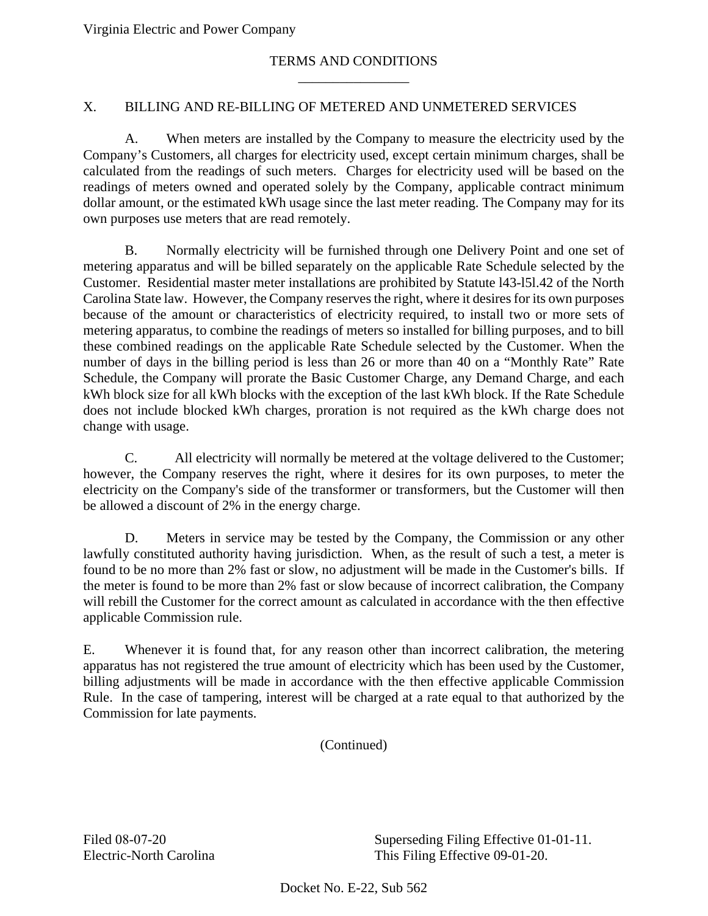Virginia Electric and Power Company

TERMS AND CONDITIONS

## X. BILLING AND RE-BILLING OF METERED AND UNMETERED SERVICES

A. When meters are installed by the Company to measure the electricity used by the Company's Customers, all charges for electricity used, except certain minimum charges, shall be calculated from the readings of such meters. Charges for electricity used will be based on the readings of meters owned and operated solely by the Company, applicable contract minimum dollar amount, or the estimated kWh usage since the last meter reading. The Company may for its own purposes use meters that are read remotely.

B. Normally electricity will be furnished through one Delivery Point and one set of metering apparatus and will be billed separately on the applicable Rate Schedule selected by the Customer. Residential master meter installations are prohibited by Statute l43-l5l.42 of the North Carolina State law. However, the Company reserves the right, where it desires for its own purposes because of the amount or characteristics of electricity required, to install two or more sets of metering apparatus, to combine the readings of meters so installed for billing purposes, and to bill these combined readings on the applicable Rate Schedule selected by the Customer. When the number of days in the billing period is less than 26 or more than 40 on a "Monthly Rate" Rate Schedule, the Company will prorate the Basic Customer Charge, any Demand Charge, and each kWh block size for all kWh blocks with the exception of the last kWh block. If the Rate Schedule does not include blocked kWh charges, proration is not required as the kWh charge does not change with usage.

C. All electricity will normally be metered at the voltage delivered to the Customer; however, the Company reserves the right, where it desires for its own purposes, to meter the electricity on the Company's side of the transformer or transformers, but the Customer will then be allowed a discount of 2% in the energy charge.

D. Meters in service may be tested by the Company, the Commission or any other lawfully constituted authority having jurisdiction. When, as the result of such a test, a meter is found to be no more than 2% fast or slow, no adjustment will be made in the Customer's bills. If the meter is found to be more than 2% fast or slow because of incorrect calibration, the Company will rebill the Customer for the correct amount as calculated in accordance with the then effective applicable Commission rule.

E. Whenever it is found that, for any reason other than incorrect calibration, the metering apparatus has not registered the true amount of electricity which has been used by the Customer, billing adjustments will be made in accordance with the then effective applicable Commission Rule. In the case of tampering, interest will be charged at a rate equal to that authorized by the Commission for late payments.

(Continued)

Filed 08-07-20
Electric-North Carolina

Superseding Filing Effective 01-01-11.
This Filing Effective 09-01-20.

Docket No. E-22, Sub 562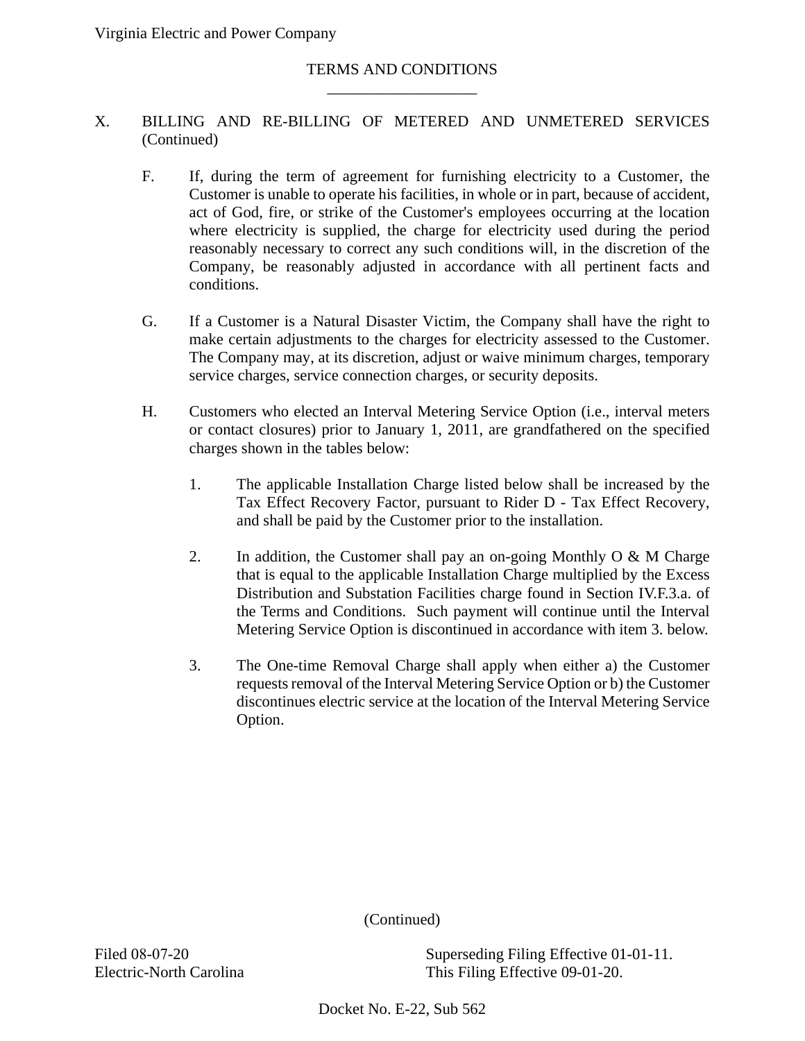TERMS AND CONDITIONS

X. BILLING AND RE-BILLING OF METERED AND UNMETERED SERVICES (Continued)

F. If, during the term of agreement for furnishing electricity to a Customer, the Customer is unable to operate his facilities, in whole or in part, because of accident, act of God, fire, or strike of the Customer's employees occurring at the location where electricity is supplied, the charge for electricity used during the period reasonably necessary to correct any such conditions will, in the discretion of the Company, be reasonably adjusted in accordance with all pertinent facts and conditions.

G. If a Customer is a Natural Disaster Victim, the Company shall have the right to make certain adjustments to the charges for electricity assessed to the Customer. The Company may, at its discretion, adjust or waive minimum charges, temporary service charges, service connection charges, or security deposits.

H. Customers who elected an Interval Metering Service Option (i.e., interval meters or contact closures) prior to January 1, 2011, are grandfathered on the specified charges shown in the tables below:

1. The applicable Installation Charge listed below shall be increased by the Tax Effect Recovery Factor, pursuant to Rider D - Tax Effect Recovery, and shall be paid by the Customer prior to the installation.

2. In addition, the Customer shall pay an on-going Monthly O & M Charge that is equal to the applicable Installation Charge multiplied by the Excess Distribution and Substation Facilities charge found in Section IV.F.3.a. of the Terms and Conditions. Such payment will continue until the Interval Metering Service Option is discontinued in accordance with item 3. below.

3. The One-time Removal Charge shall apply when either a) the Customer requests removal of the Interval Metering Service Option or b) the Customer discontinues electric service at the location of the Interval Metering Service Option.

(Continued)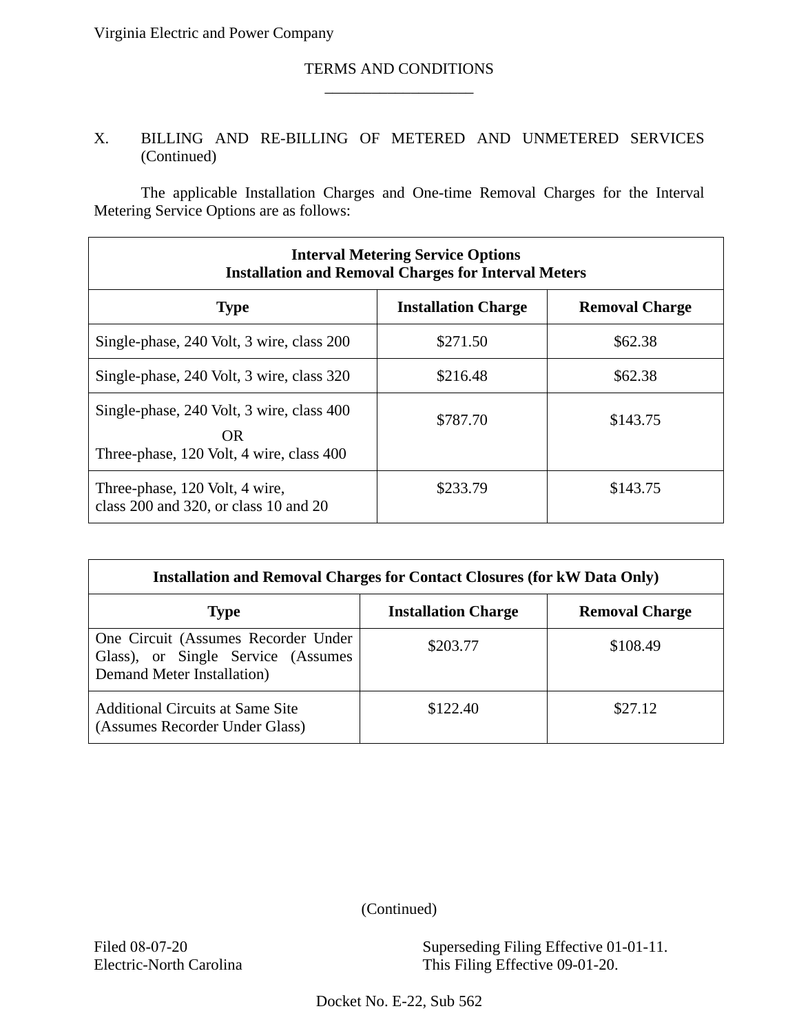X. BILLING AND RE-BILLING OF METERED AND UNMETERED SERVICES (Continued)

The applicable Installation Charges and One-time Removal Charges for the Interval Metering Service Options are as follows:

| **Interval Metering Service Options<br>Installation and Removal Charges for Interval Meters** | | |
|---|---|---|
| **Type** | **Installation Charge** | **Removal Charge** |
| Single-phase, 240 Volt, 3 wire, class 200 | $271.50 | $62.38 |
| Single-phase, 240 Volt, 3 wire, class 320 | $216.48 | $62.38 |
| Single-phase, 240 Volt, 3 wire, class 400<br>OR<br>Three-phase, 120 Volt, 4 wire, class 400 | $787.70 | $143.75 |
| Three-phase, 120 Volt, 4 wire,<br>class 200 and 320, or class 10 and 20 | $233.79 | $143.75 |

| **Installation and Removal Charges for Contact Closures (for kW Data Only)** | | |
|---|---|---|
| **Type** | **Installation Charge** | **Removal Charge** |
| One Circuit (Assumes Recorder Under Glass), or Single Service (Assumes Demand Meter Installation) | $203.77 | $108.49 |
| Additional Circuits at Same Site (Assumes Recorder Under Glass) | $122.40 | $27.12 |

(Continued)

Filed 08-07-20
Electric-North Carolina

Superseding Filing Effective 01-01-11.
This Filing Effective 09-01-20.

Docket No. E-22, Sub 562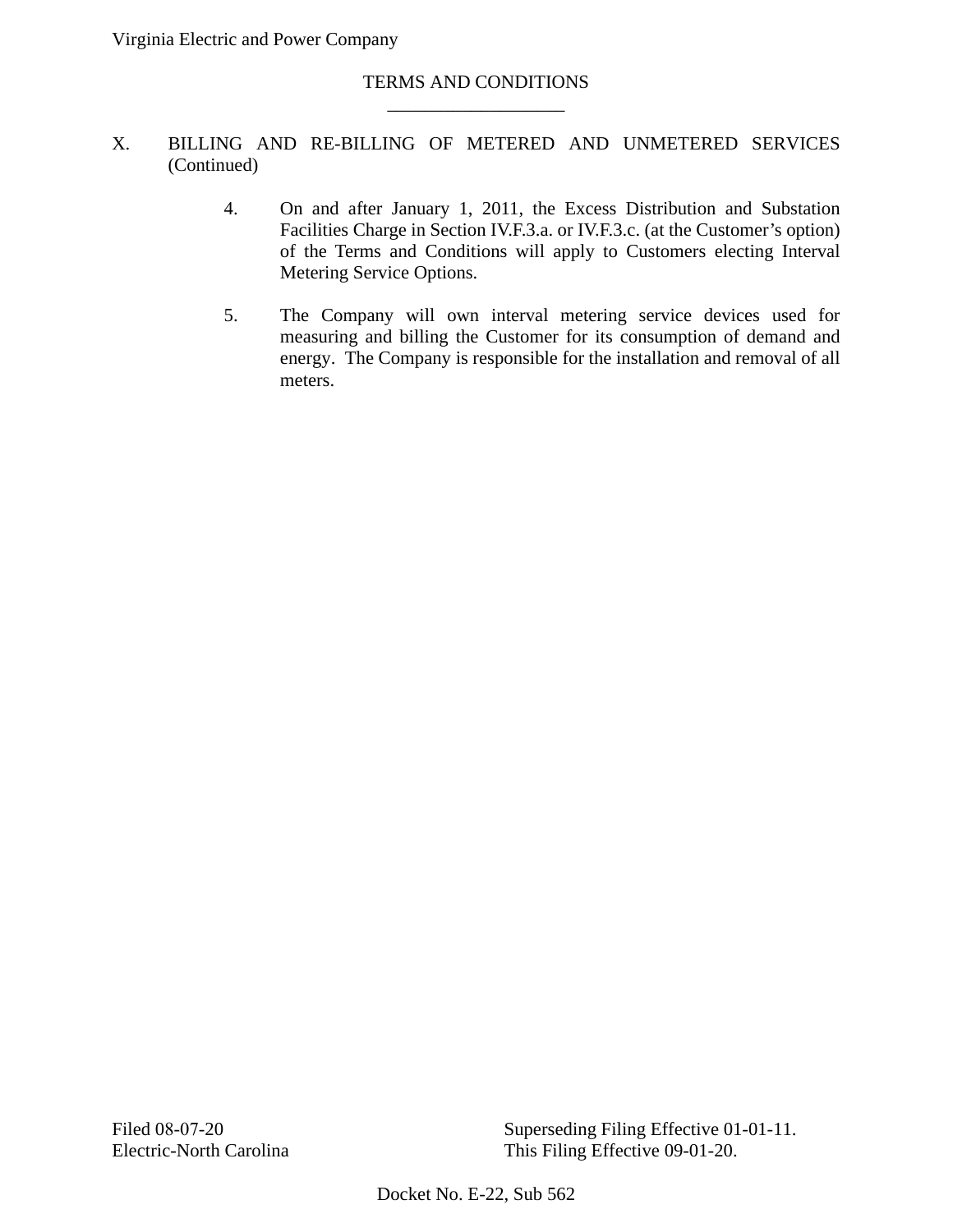X. BILLING AND RE-BILLING OF METERED AND UNMETERED SERVICES (Continued)

4. On and after January 1, 2011, the Excess Distribution and Substation Facilities Charge in Section IV.F.3.a. or IV.F.3.c. (at the Customer's option) of the Terms and Conditions will apply to Customers electing Interval Metering Service Options.

5. The Company will own interval metering service devices used for measuring and billing the Customer for its consumption of demand and energy. The Company is responsible for the installation and removal of all meters.